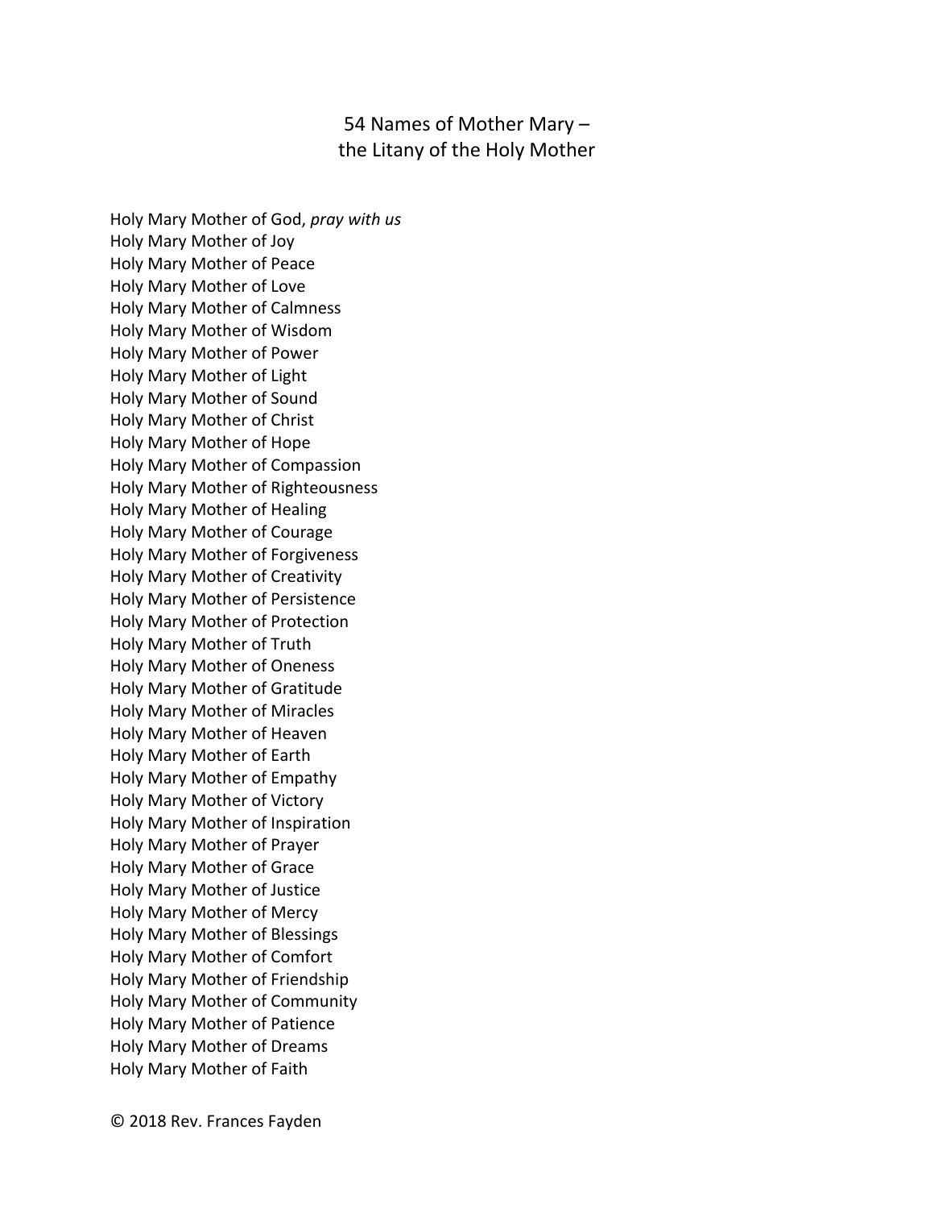# 54 Names of Mother Mary – the Litany of the Holy Mother

Holy Mary Mother of God, *pray with us*
Holy Mary Mother of Joy
Holy Mary Mother of Peace
Holy Mary Mother of Love
Holy Mary Mother of Calmness
Holy Mary Mother of Wisdom
Holy Mary Mother of Power
Holy Mary Mother of Light
Holy Mary Mother of Sound
Holy Mary Mother of Christ
Holy Mary Mother of Hope
Holy Mary Mother of Compassion
Holy Mary Mother of Righteousness
Holy Mary Mother of Healing
Holy Mary Mother of Courage
Holy Mary Mother of Forgiveness
Holy Mary Mother of Creativity
Holy Mary Mother of Persistence
Holy Mary Mother of Protection
Holy Mary Mother of Truth
Holy Mary Mother of Oneness
Holy Mary Mother of Gratitude
Holy Mary Mother of Miracles
Holy Mary Mother of Heaven
Holy Mary Mother of Earth
Holy Mary Mother of Empathy
Holy Mary Mother of Victory
Holy Mary Mother of Inspiration
Holy Mary Mother of Prayer
Holy Mary Mother of Grace
Holy Mary Mother of Justice
Holy Mary Mother of Mercy
Holy Mary Mother of Blessings
Holy Mary Mother of Comfort
Holy Mary Mother of Friendship
Holy Mary Mother of Community
Holy Mary Mother of Patience
Holy Mary Mother of Dreams
Holy Mary Mother of Faith

© 2018 Rev. Frances Fayden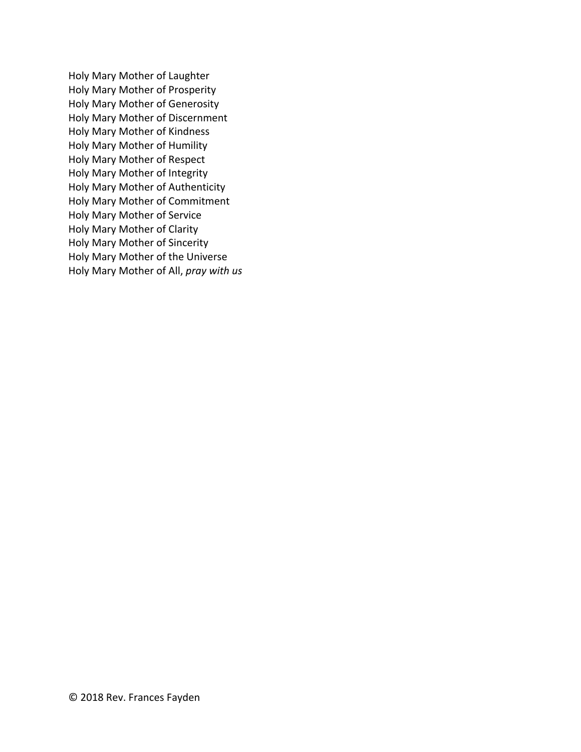Holy Mary Mother of Laughter
Holy Mary Mother of Prosperity
Holy Mary Mother of Generosity
Holy Mary Mother of Discernment
Holy Mary Mother of Kindness
Holy Mary Mother of Humility
Holy Mary Mother of Respect
Holy Mary Mother of Integrity
Holy Mary Mother of Authenticity
Holy Mary Mother of Commitment
Holy Mary Mother of Service
Holy Mary Mother of Clarity
Holy Mary Mother of Sincerity
Holy Mary Mother of the Universe
Holy Mary Mother of All, *pray with us*

© 2018 Rev. Frances Fayden